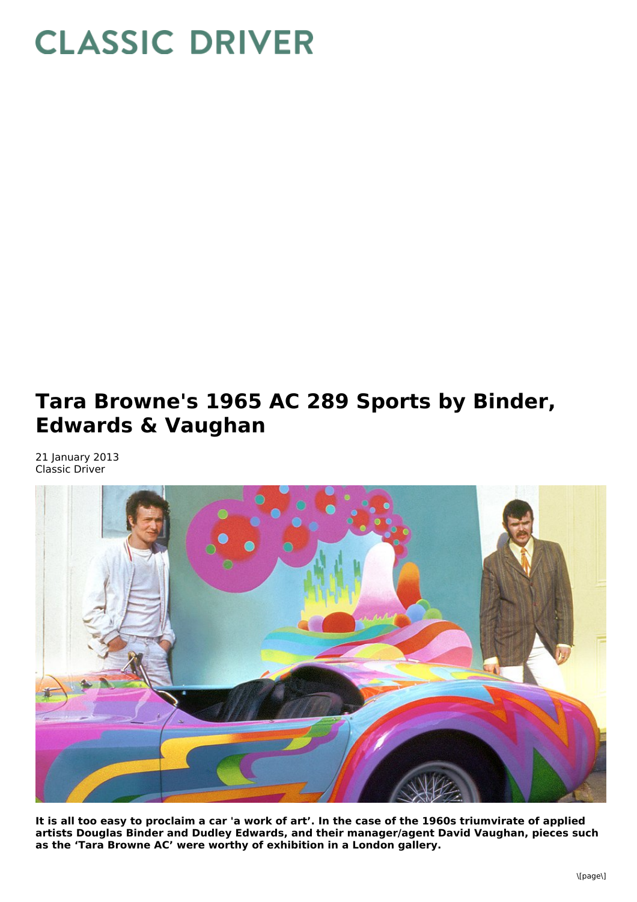# Tara Browne's 1965 AC 289 Sports by Binder, Edwards & Vaughan

21 January 2013
Classic Driver

**It is all too easy to proclaim a car 'a work of art'. In the case of the 1960s triumvirate of applied artists Douglas Binder and Dudley Edwards, and their manager/agent David Vaughan, pieces such as the 'Tara Browne AC' were worthy of exhibition in a London gallery.**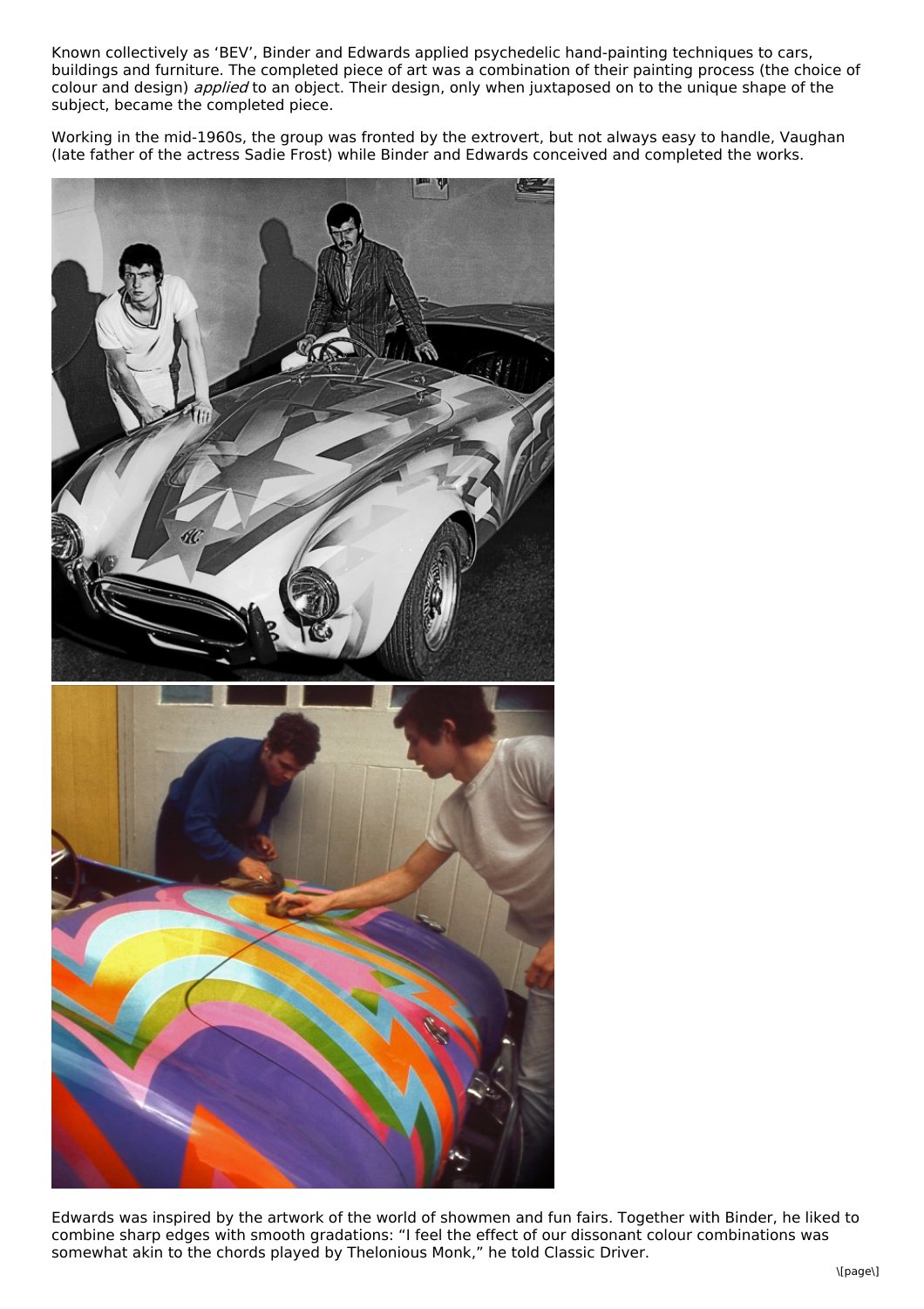Known collectively as 'BEV', Binder and Edwards applied psychedelic hand-painting techniques to cars, buildings and furniture. The completed piece of art was a combination of their painting process (the choice of colour and design) *applied* to an object. Their design, only when juxtaposed on to the unique shape of the subject, became the completed piece.

Working in the mid-1960s, the group was fronted by the extrovert, but not always easy to handle, Vaughan (late father of the actress Sadie Frost) while Binder and Edwards conceived and completed the works.

Edwards was inspired by the artwork of the world of showmen and fun fairs. Together with Binder, he liked to combine sharp edges with smooth gradations: "I feel the effect of our dissonant colour combinations was somewhat akin to the chords played by Thelonious Monk," he told Classic Driver.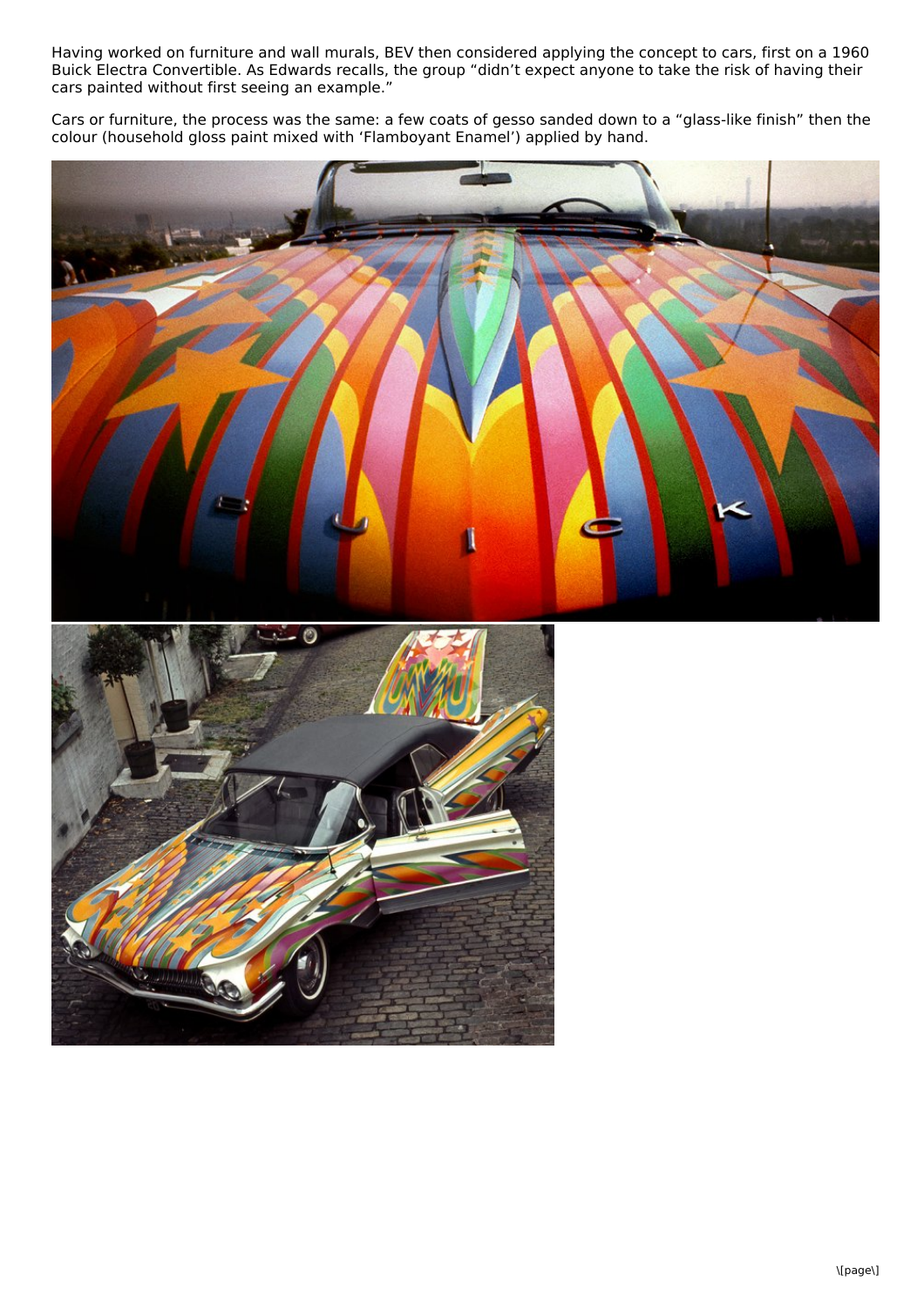Having worked on furniture and wall murals, BEV then considered applying the concept to cars, first on a 1960 Buick Electra Convertible. As Edwards recalls, the group “didn’t expect anyone to take the risk of having their cars painted without first seeing an example.”

Cars or furniture, the process was the same: a few coats of gesso sanded down to a “glass-like finish” then the colour (household gloss paint mixed with ‘Flamboyant Enamel’) applied by hand.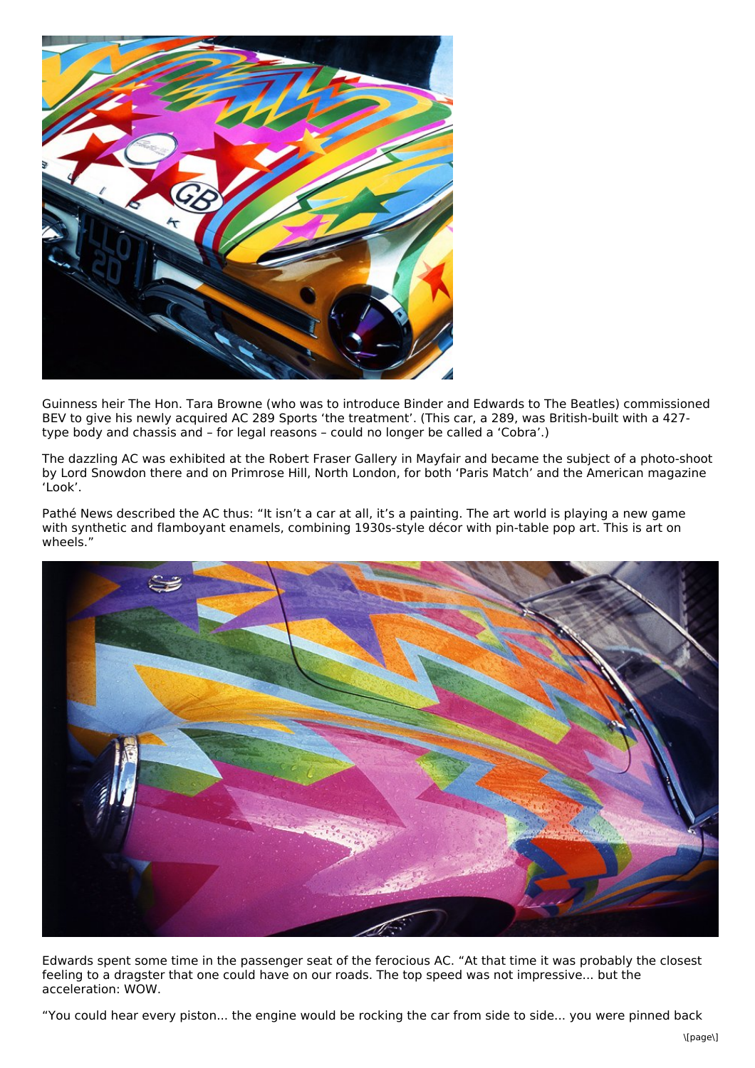Guinness heir The Hon. Tara Browne (who was to introduce Binder and Edwards to The Beatles) commissioned BEV to give his newly acquired AC 289 Sports 'the treatment'. (This car, a 289, was British-built with a 427-type body and chassis and – for legal reasons – could no longer be called a 'Cobra'.)

The dazzling AC was exhibited at the Robert Fraser Gallery in Mayfair and became the subject of a photo-shoot by Lord Snowdon there and on Primrose Hill, North London, for both 'Paris Match' and the American magazine 'Look'.

Pathé News described the AC thus: "It isn't a car at all, it's a painting. The art world is playing a new game with synthetic and flamboyant enamels, combining 1930s-style décor with pin-table pop art. This is art on wheels."

Edwards spent some time in the passenger seat of the ferocious AC. "At that time it was probably the closest feeling to a dragster that one could have on our roads. The top speed was not impressive... but the acceleration: WOW.

"You could hear every piston... the engine would be rocking the car from side to side... you were pinned back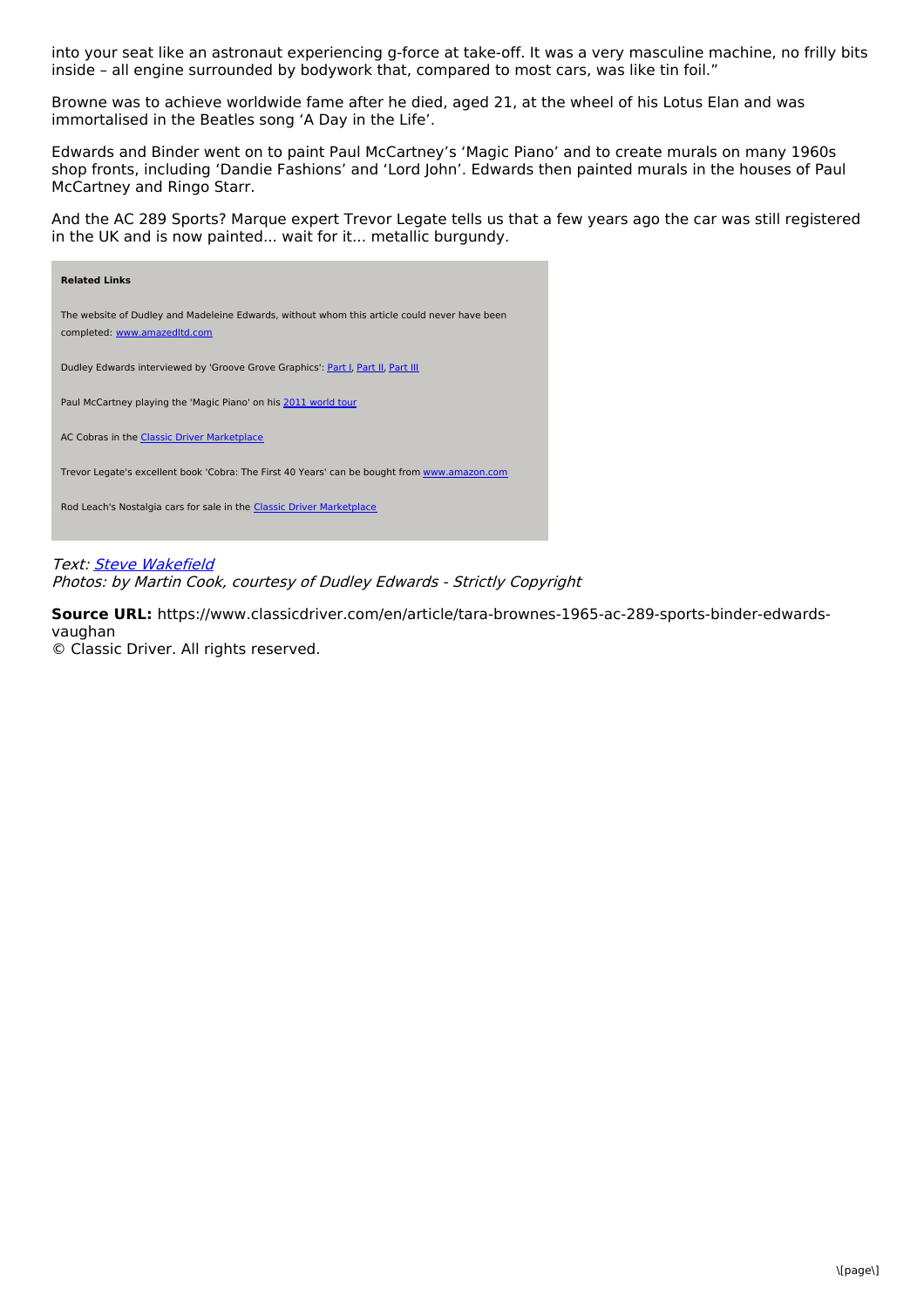into your seat like an astronaut experiencing g-force at take-off. It was a very masculine machine, no frilly bits inside – all engine surrounded by bodywork that, compared to most cars, was like tin foil."

Browne was to achieve worldwide fame after he died, aged 21, at the wheel of his Lotus Elan and was immortalised in the Beatles song 'A Day in the Life'.

Edwards and Binder went on to paint Paul McCartney's 'Magic Piano' and to create murals on many 1960s shop fronts, including 'Dandie Fashions' and 'Lord John'. Edwards then painted murals in the houses of Paul McCartney and Ringo Starr.

And the AC 289 Sports? Marque expert Trevor Legate tells us that a few years ago the car was still registered in the UK and is now painted... wait for it... metallic burgundy.

**Related Links**

The website of Dudley and Madeleine Edwards, without whom this article could never have been completed: www.amazedltd.com

Dudley Edwards interviewed by 'Groove Grove Graphics': Part I, Part II, Part III

Paul McCartney playing the 'Magic Piano' on his 2011 world tour

AC Cobras in the Classic Driver Marketplace

Trevor Legate's excellent book 'Cobra: The First 40 Years' can be bought from www.amazon.com

Rod Leach's Nostalgia cars for sale in the Classic Driver Marketplace

*Text: Steve Wakefield*
*Photos: by Martin Cook, courtesy of Dudley Edwards - Strictly Copyright*

**Source URL:** https://www.classicdriver.com/en/article/tara-brownes-1965-ac-289-sports-binder-edwards-vaughan
© Classic Driver. All rights reserved.